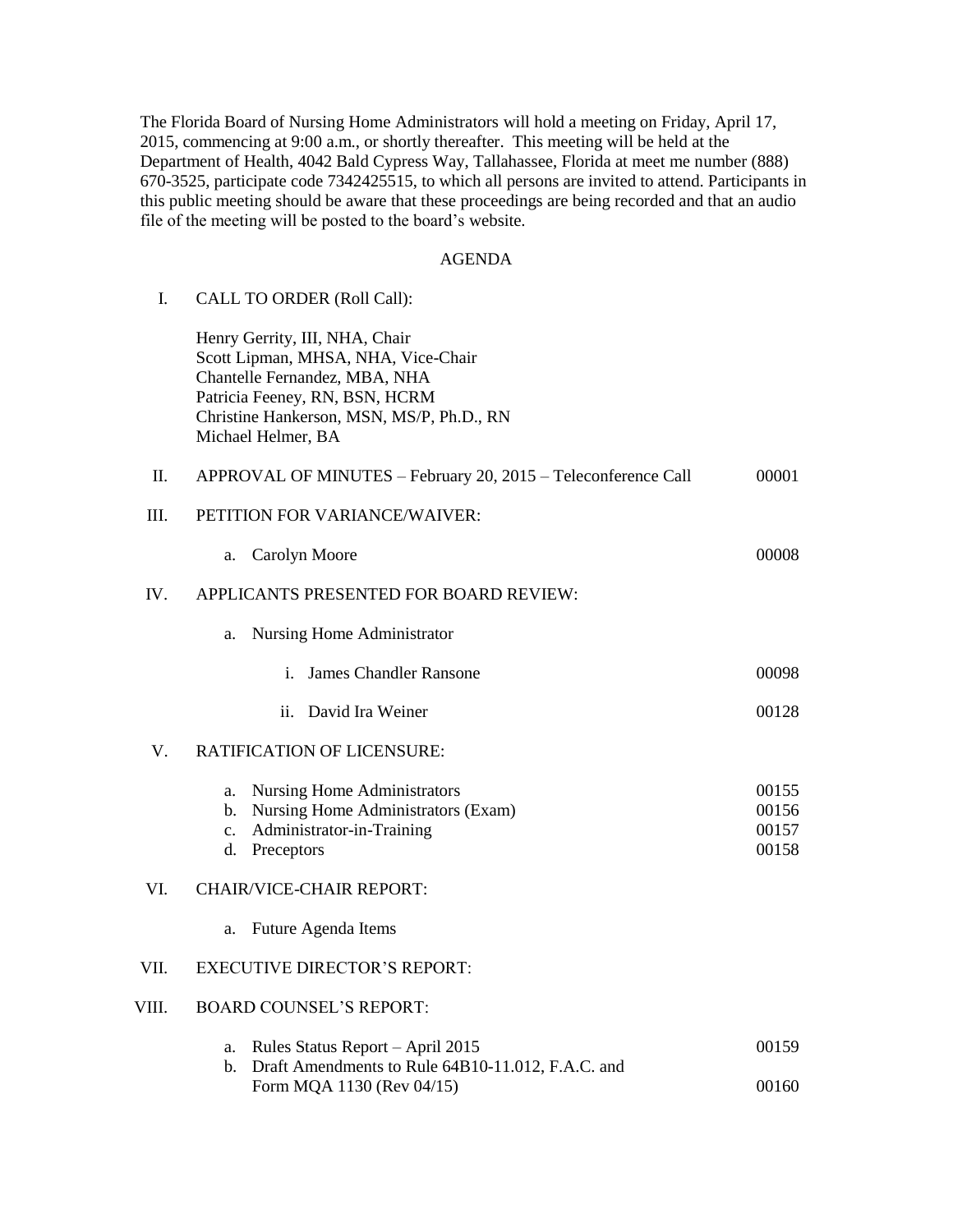The Florida Board of Nursing Home Administrators will hold a meeting on Friday, April 17, 2015, commencing at 9:00 a.m., or shortly thereafter. This meeting will be held at the Department of Health, 4042 Bald Cypress Way, Tallahassee, Florida at meet me number (888) 670-3525, participate code 7342425515, to which all persons are invited to attend. Participants in this public meeting should be aware that these proceedings are being recorded and that an audio file of the meeting will be posted to the board's website.

# AGENDA

I. CALL TO ORDER (Roll Call):

Henry Gerrity, III, NHA, Chair
Scott Lipman, MHSA, NHA, Vice-Chair
Chantelle Fernandez, MBA, NHA
Patricia Feeney, RN, BSN, HCRM
Christine Hankerson, MSN, MS/P, Ph.D., RN
Michael Helmer, BA

II. APPROVAL OF MINUTES – February 20, 2015 – Teleconference Call 00001

III. PETITION FOR VARIANCE/WAIVER:

- a. Carolyn Moore 00008

IV. APPLICANTS PRESENTED FOR BOARD REVIEW:

- a. Nursing Home Administrator
  - i. James Chandler Ransone 00098
  - ii. David Ira Weiner 00128

V. RATIFICATION OF LICENSURE:

- a. Nursing Home Administrators 00155
- b. Nursing Home Administrators (Exam) 00156
- c. Administrator-in-Training 00157
- d. Preceptors 00158

VI. CHAIR/VICE-CHAIR REPORT:

- a. Future Agenda Items

VII. EXECUTIVE DIRECTOR'S REPORT:

VIII. BOARD COUNSEL'S REPORT:

- a. Rules Status Report – April 2015 00159
- b. Draft Amendments to Rule 64B10-11.012, F.A.C. and Form MQA 1130 (Rev 04/15) 00160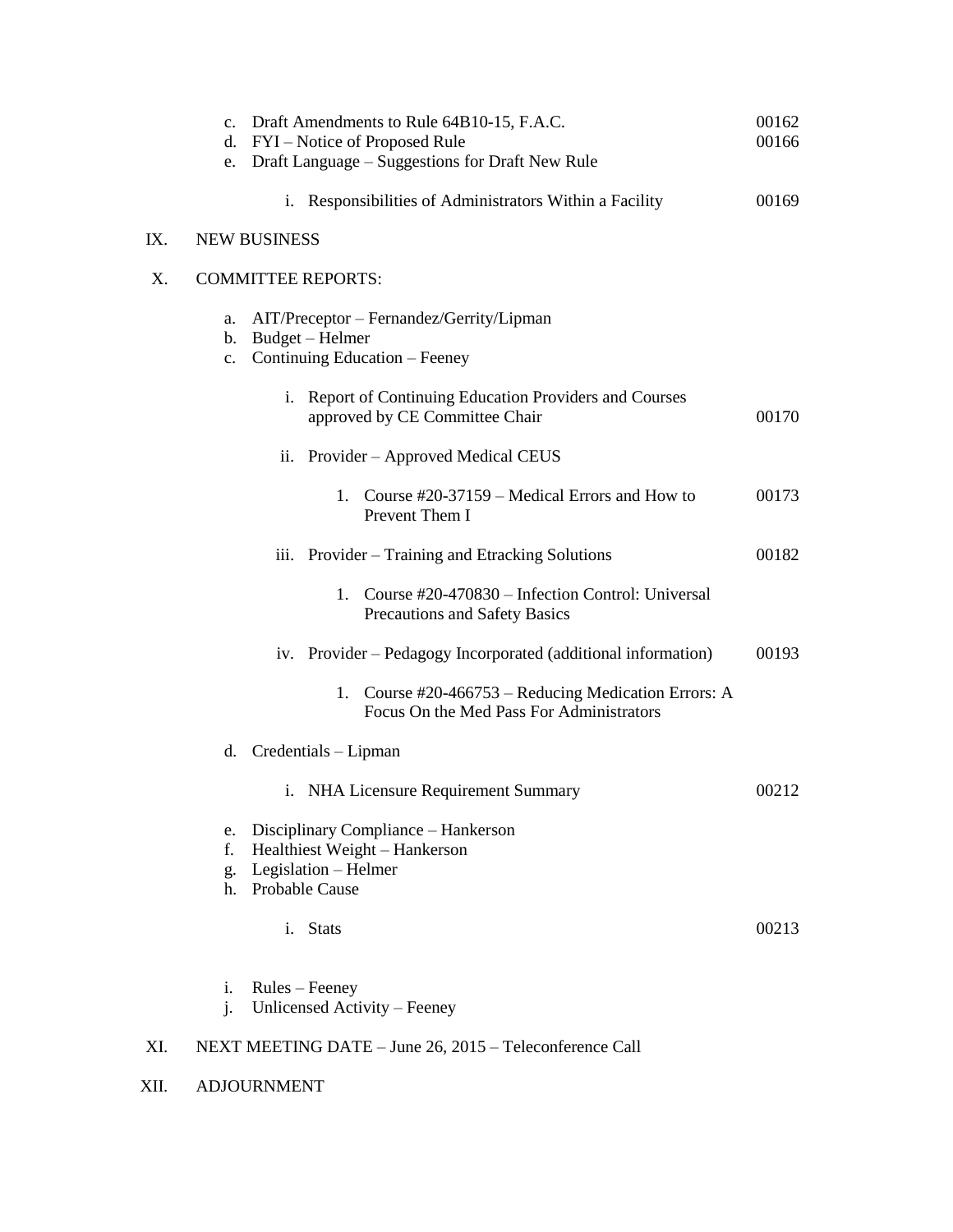c. Draft Amendments to Rule 64B10-15, F.A.C. 00162
d. FYI – Notice of Proposed Rule 00166
e. Draft Language – Suggestions for Draft New Rule

    i. Responsibilities of Administrators Within a Facility 00169

IX. NEW BUSINESS

X. COMMITTEE REPORTS:

a. AIT/Preceptor – Fernandez/Gerrity/Lipman
b. Budget – Helmer
c. Continuing Education – Feeney

    i. Report of Continuing Education Providers and Courses approved by CE Committee Chair 00170

    ii. Provider – Approved Medical CEUS

        1. Course #20-37159 – Medical Errors and How to Prevent Them I 00173

    iii. Provider – Training and Etracking Solutions 00182

        1. Course #20-470830 – Infection Control: Universal Precautions and Safety Basics

    iv. Provider – Pedagogy Incorporated (additional information) 00193

        1. Course #20-466753 – Reducing Medication Errors: A Focus On the Med Pass For Administrators

d. Credentials – Lipman

    i. NHA Licensure Requirement Summary 00212

e. Disciplinary Compliance – Hankerson
f. Healthiest Weight – Hankerson
g. Legislation – Helmer
h. Probable Cause

    i. Stats 00213

i. Rules – Feeney
j. Unlicensed Activity – Feeney

XI. NEXT MEETING DATE – June 26, 2015 – Teleconference Call

XII. ADJOURNMENT